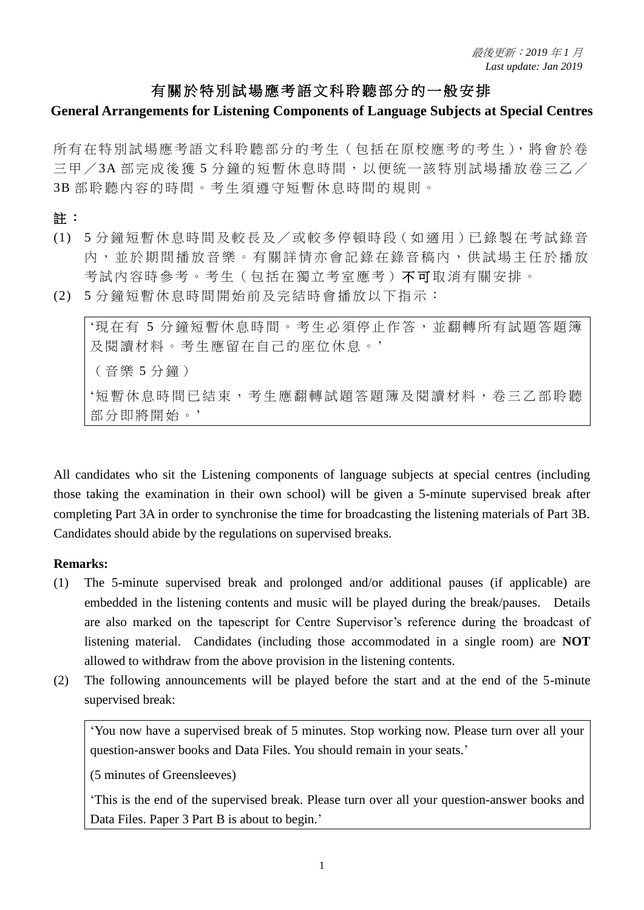*最後更新：2019 年 1 月*
*Last update: Jan 2019*

# 有關於特別試場應考語文科聆聽部分的一般安排

## General Arrangements for Listening Components of Language Subjects at Special Centres

所有在特別試場應考語文科聆聽部分的考生（包括在原校應考的考生），將會於卷三甲／3A 部完成後獲 5 分鐘的短暫休息時間，以便統一該特別試場播放卷三乙／3B 部聆聽內容的時間。考生須遵守短暫休息時間的規則。

**註：**

(1) 5 分鐘短暫休息時間及較長及／或較多停頓時段（如適用）已錄製在考試錄音內，並於期間播放音樂。有關詳情亦會記錄在錄音稿內，供試場主任於播放考試內容時參考。考生（包括在獨立考室應考）**不可**取消有關安排。

(2) 5 分鐘短暫休息時間開始前及完結時會播放以下指示：

> '現在有 5 分鐘短暫休息時間。考生必須停止作答，並翻轉所有試題答題簿及閱讀材料。考生應留在自己的座位休息。'
>
> （音樂 5 分鐘）
>
> '短暫休息時間已結束，考生應翻轉試題答題簿及閱讀材料，卷三乙部聆聽部分即將開始。'

All candidates who sit the Listening components of language subjects at special centres (including those taking the examination in their own school) will be given a 5-minute supervised break after completing Part 3A in order to synchronise the time for broadcasting the listening materials of Part 3B. Candidates should abide by the regulations on supervised breaks.

**Remarks:**

(1) The 5-minute supervised break and prolonged and/or additional pauses (if applicable) are embedded in the listening contents and music will be played during the break/pauses. Details are also marked on the tapescript for Centre Supervisor's reference during the broadcast of listening material. Candidates (including those accommodated in a single room) are **NOT** allowed to withdraw from the above provision in the listening contents.

(2) The following announcements will be played before the start and at the end of the 5-minute supervised break:

> 'You now have a supervised break of 5 minutes. Stop working now. Please turn over all your question-answer books and Data Files. You should remain in your seats.'
>
> (5 minutes of Greensleeves)
>
> 'This is the end of the supervised break. Please turn over all your question-answer books and Data Files. Paper 3 Part B is about to begin.'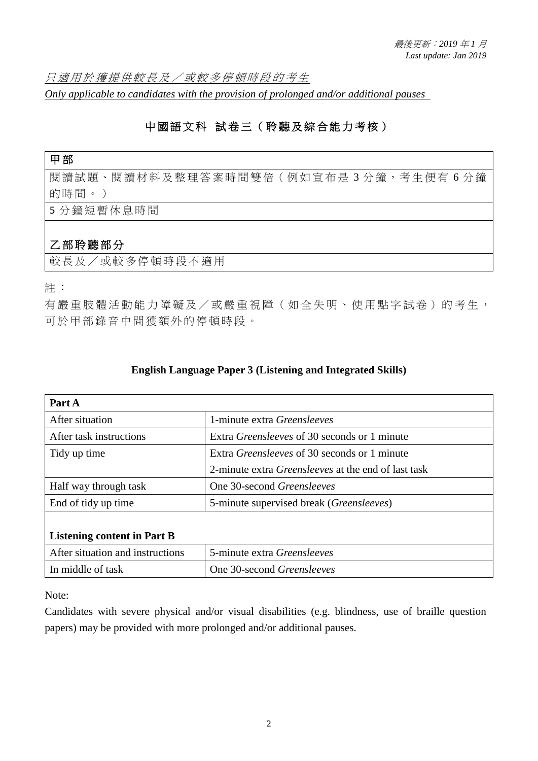*最後更新：2019 年 1 月*
*Last update: Jan 2019*

*只適用於獲提供較長及／或較多停頓時段的考生*

*Only applicable to candidates with the provision of prolonged and/or additional pauses*

## 中國語文科 試卷三（聆聽及綜合能力考核）

| |
|---|
| **甲部** |
| 閱讀試題、閱讀材料及整理答案時間雙倍（例如宣布是 3 分鐘，考生便有 6 分鐘的時間。） |
| 5 分鐘短暫休息時間 |
| **乙部聆聽部分** |
| 較長及／或較多停頓時段不適用 |

註：

有嚴重肢體活動能力障礙及／或嚴重視障（如全失明、使用點字試卷）的考生，可於甲部錄音中間獲額外的停頓時段。

### English Language Paper 3 (Listening and Integrated Skills)

| | |
|---|---|
| **Part A** | |
| After situation | 1-minute extra *Greensleeves* |
| After task instructions | Extra *Greensleeves* of 30 seconds or 1 minute |
| Tidy up time | Extra *Greensleeves* of 30 seconds or 1 minute<br>2-minute extra *Greensleeves* at the end of last task |
| Half way through task | One 30-second *Greensleeves* |
| End of tidy up time | 5-minute supervised break (*Greensleeves*) |
| **Listening content in Part B** | |
| After situation and instructions | 5-minute extra *Greensleeves* |
| In middle of task | One 30-second *Greensleeves* |

Note:

Candidates with severe physical and/or visual disabilities (e.g. blindness, use of braille question papers) may be provided with more prolonged and/or additional pauses.